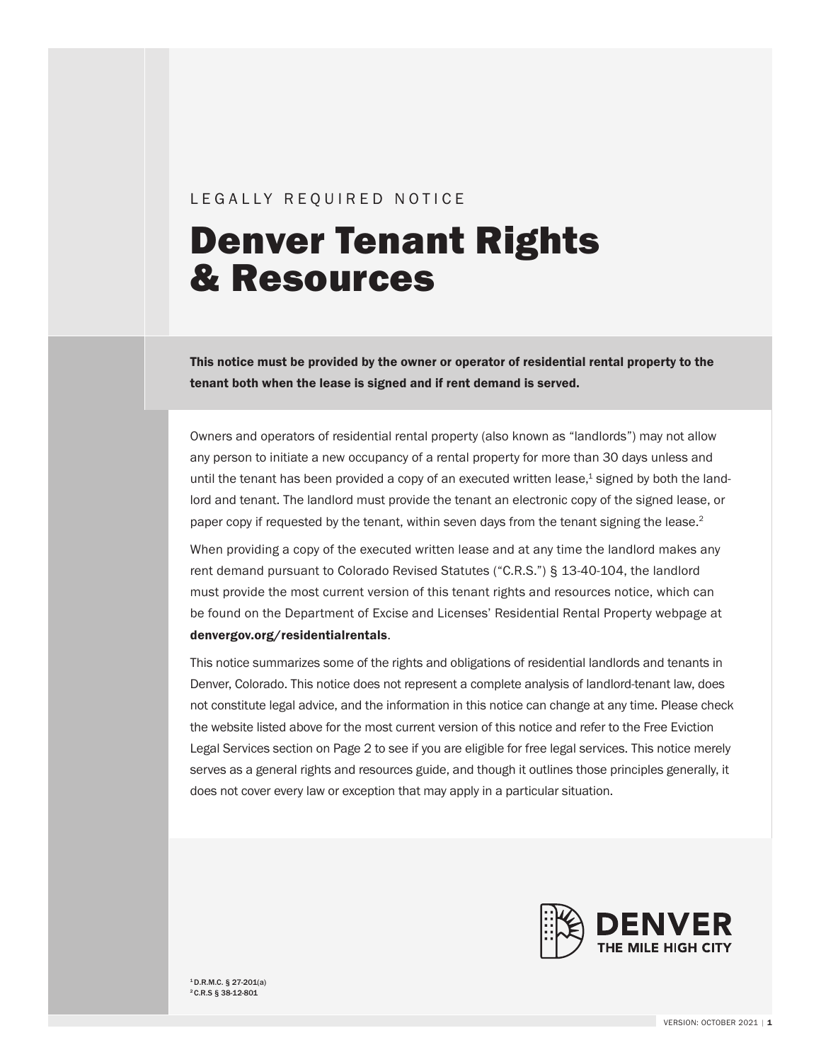LEGALLY REQUIRED NOTICE

# Denver Tenant Rights & Resources

**This notice must be provided by the owner or operator of residential rental property to the tenant both when the lease is signed and if rent demand is served.**

Owners and operators of residential rental property (also known as "landlords") may not allow any person to initiate a new occupancy of a rental property for more than 30 days unless and until the tenant has been provided a copy of an executed written lease,[1] signed by both the landlord and tenant. The landlord must provide the tenant an electronic copy of the signed lease, or paper copy if requested by the tenant, within seven days from the tenant signing the lease.[2]

When providing a copy of the executed written lease and at any time the landlord makes any rent demand pursuant to Colorado Revised Statutes ("C.R.S.") § 13-40-104, the landlord must provide the most current version of this tenant rights and resources notice, which can be found on the Department of Excise and Licenses' Residential Rental Property webpage at **denvergov.org/residentialrentals**.

This notice summarizes some of the rights and obligations of residential landlords and tenants in Denver, Colorado. This notice does not represent a complete analysis of landlord-tenant law, does not constitute legal advice, and the information in this notice can change at any time. Please check the website listed above for the most current version of this notice and refer to the Free Eviction Legal Services section on Page 2 to see if you are eligible for free legal services. This notice merely serves as a general rights and resources guide, and though it outlines those principles generally, it does not cover every law or exception that may apply in a particular situation.

DENVER THE MILE HIGH CITY

[1] D.R.M.C. § 27-201(a)
[2] C.R.S § 38-12-801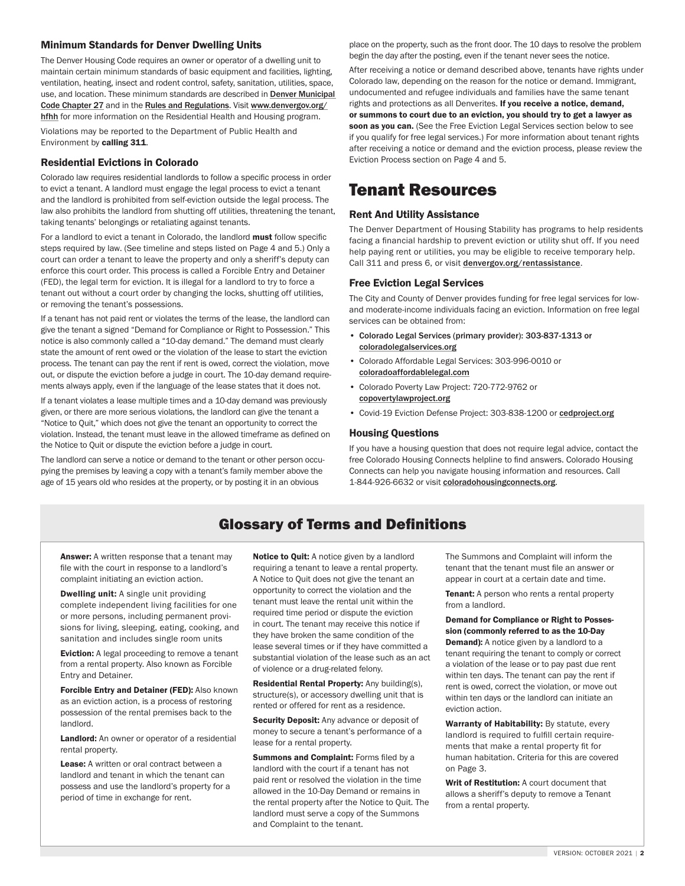### Minimum Standards for Denver Dwelling Units

The Denver Housing Code requires an owner or operator of a dwelling unit to maintain certain minimum standards of basic equipment and facilities, lighting, ventilation, heating, insect and rodent control, safety, sanitation, utilities, space, use, and location. These minimum standards are described in Denver Municipal Code Chapter 27 and in the Rules and Regulations. Visit www.denvergov.org/hfhh for more information on the Residential Health and Housing program.

Violations may be reported to the Department of Public Health and Environment by **calling 311**.

### Residential Evictions in Colorado

Colorado law requires residential landlords to follow a specific process in order to evict a tenant. A landlord must engage the legal process to evict a tenant and the landlord is prohibited from self-eviction outside the legal process. The law also prohibits the landlord from shutting off utilities, threatening the tenant, taking tenants' belongings or retaliating against tenants.

For a landlord to evict a tenant in Colorado, the landlord **must** follow specific steps required by law. (See timeline and steps listed on Page 4 and 5.) Only a court can order a tenant to leave the property and only a sheriff's deputy can enforce this court order. This process is called a Forcible Entry and Detainer (FED), the legal term for eviction. It is illegal for a landlord to try to force a tenant out without a court order by changing the locks, shutting off utilities, or removing the tenant's possessions.

If a tenant has not paid rent or violates the terms of the lease, the landlord can give the tenant a signed "Demand for Compliance or Right to Possession." This notice is also commonly called a "10-day demand." The demand must clearly state the amount of rent owed or the violation of the lease to start the eviction process. The tenant can pay the rent if rent is owed, correct the violation, move out, or dispute the eviction before a judge in court. The 10-day demand requirements always apply, even if the language of the lease states that it does not.

If a tenant violates a lease multiple times and a 10-day demand was previously given, or there are more serious violations, the landlord can give the tenant a "Notice to Quit," which does not give the tenant an opportunity to correct the violation. Instead, the tenant must leave in the allowed timeframe as defined on the Notice to Quit or dispute the eviction before a judge in court.

The landlord can serve a notice or demand to the tenant or other person occupying the premises by leaving a copy with a tenant's family member above the age of 15 years old who resides at the property, or by posting it in an obvious place on the property, such as the front door. The 10 days to resolve the problem begin the day after the posting, even if the tenant never sees the notice.

After receiving a notice or demand described above, tenants have rights under Colorado law, depending on the reason for the notice or demand. Immigrant, undocumented and refugee individuals and families have the same tenant rights and protections as all Denverites. **If you receive a notice, demand, or summons to court due to an eviction, you should try to get a lawyer as soon as you can.** (See the Free Eviction Legal Services section below to see if you qualify for free legal services.) For more information about tenant rights after receiving a notice or demand and the eviction process, please review the Eviction Process section on Page 4 and 5.

# Tenant Resources

### Rent And Utility Assistance

The Denver Department of Housing Stability has programs to help residents facing a financial hardship to prevent eviction or utility shut off. If you need help paying rent or utilities, you may be eligible to receive temporary help. Call 311 and press 6, or visit denvergov.org/rentassistance.

### Free Eviction Legal Services

The City and County of Denver provides funding for free legal services for low- and moderate-income individuals facing an eviction. Information on free legal services can be obtained from:

- Colorado Legal Services (primary provider): 303-837-1313 or coloradolegalservices.org
- Colorado Affordable Legal Services: 303-996-0010 or coloradoaffordablelegal.com
- Colorado Poverty Law Project: 720-772-9762 or copovertylawproject.org
- Covid-19 Eviction Defense Project: 303-838-1200 or cedproject.org

### Housing Questions

If you have a housing question that does not require legal advice, contact the free Colorado Housing Connects helpline to find answers. Colorado Housing Connects can help you navigate housing information and resources. Call 1-844-926-6632 or visit coloradohousingconnects.org.

## Glossary of Terms and Definitions

**Answer:** A written response that a tenant may file with the court in response to a landlord's complaint initiating an eviction action.

**Dwelling unit:** A single unit providing complete independent living facilities for one or more persons, including permanent provisions for living, sleeping, eating, cooking, and sanitation and includes single room units

**Eviction:** A legal proceeding to remove a tenant from a rental property. Also known as Forcible Entry and Detainer.

**Forcible Entry and Detainer (FED):** Also known as an eviction action, is a process of restoring possession of the rental premises back to the landlord.

**Landlord:** An owner or operator of a residential rental property.

**Lease:** A written or oral contract between a landlord and tenant in which the tenant can possess and use the landlord's property for a period of time in exchange for rent.

**Notice to Quit:** A notice given by a landlord requiring a tenant to leave a rental property. A Notice to Quit does not give the tenant an opportunity to correct the violation and the tenant must leave the rental unit within the required time period or dispute the eviction in court. The tenant may receive this notice if they have broken the same condition of the lease several times or if they have committed a substantial violation of the lease such as an act of violence or a drug-related felony.

**Residential Rental Property:** Any building(s), structure(s), or accessory dwelling unit that is rented or offered for rent as a residence.

**Security Deposit:** Any advance or deposit of money to secure a tenant's performance of a lease for a rental property.

**Summons and Complaint:** Forms filed by a landlord with the court if a tenant has not paid rent or resolved the violation in the time allowed in the 10-Day Demand or remains in the rental property after the Notice to Quit. The landlord must serve a copy of the Summons and Complaint to the tenant. The Summons and Complaint will inform the tenant that the tenant must file an answer or appear in court at a certain date and time.

**Tenant:** A person who rents a rental property from a landlord.

**Demand for Compliance or Right to Possession (commonly referred to as the 10-Day Demand):** A notice given by a landlord to a tenant requiring the tenant to comply or correct a violation of the lease or to pay past due rent within ten days. The tenant can pay the rent if rent is owed, correct the violation, or move out within ten days or the landlord can initiate an eviction action.

**Warranty of Habitability:** By statute, every landlord is required to fulfill certain requirements that make a rental property fit for human habitation. Criteria for this are covered on Page 3.

**Writ of Restitution:** A court document that allows a sheriff's deputy to remove a Tenant from a rental property.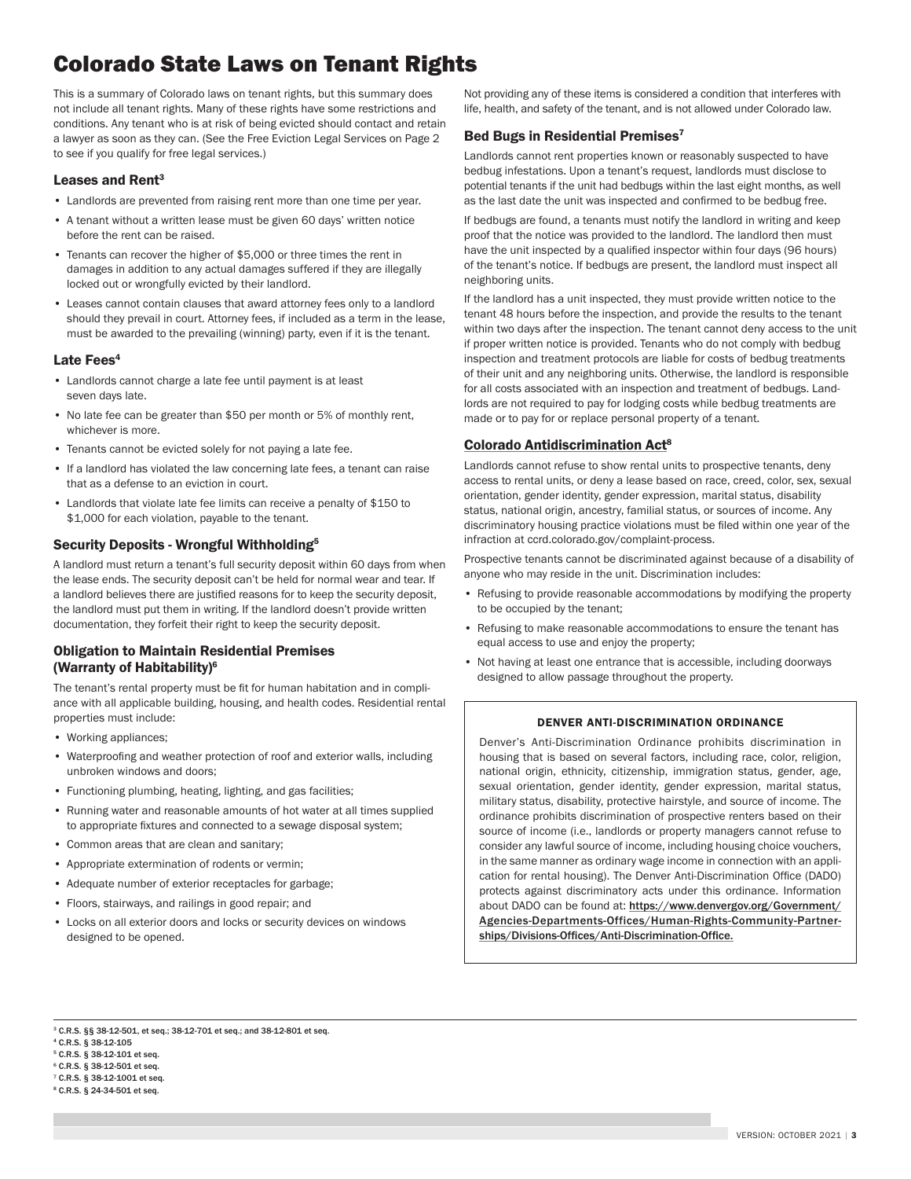# Colorado State Laws on Tenant Rights

This is a summary of Colorado laws on tenant rights, but this summary does not include all tenant rights. Many of these rights have some restrictions and conditions. Any tenant who is at risk of being evicted should contact and retain a lawyer as soon as they can. (See the Free Eviction Legal Services on Page 2 to see if you qualify for free legal services.)

## Leases and Rent[3]

- Landlords are prevented from raising rent more than one time per year.
- A tenant without a written lease must be given 60 days' written notice before the rent can be raised.
- Tenants can recover the higher of $5,000 or three times the rent in damages in addition to any actual damages suffered if they are illegally locked out or wrongfully evicted by their landlord.
- Leases cannot contain clauses that award attorney fees only to a landlord should they prevail in court. Attorney fees, if included as a term in the lease, must be awarded to the prevailing (winning) party, even if it is the tenant.

## Late Fees[4]

- Landlords cannot charge a late fee until payment is at least seven days late.
- No late fee can be greater than $50 per month or 5% of monthly rent, whichever is more.
- Tenants cannot be evicted solely for not paying a late fee.
- If a landlord has violated the law concerning late fees, a tenant can raise that as a defense to an eviction in court.
- Landlords that violate late fee limits can receive a penalty of $150 to $1,000 for each violation, payable to the tenant.

## Security Deposits - Wrongful Withholding[5]

A landlord must return a tenant's full security deposit within 60 days from when the lease ends. The security deposit can't be held for normal wear and tear. If a landlord believes there are justified reasons for to keep the security deposit, the landlord must put them in writing. If the landlord doesn't provide written documentation, they forfeit their right to keep the security deposit.

## Obligation to Maintain Residential Premises (Warranty of Habitability)[6]

The tenant's rental property must be fit for human habitation and in compliance with all applicable building, housing, and health codes. Residential rental properties must include:

- Working appliances;
- Waterproofing and weather protection of roof and exterior walls, including unbroken windows and doors;
- Functioning plumbing, heating, lighting, and gas facilities;
- Running water and reasonable amounts of hot water at all times supplied to appropriate fixtures and connected to a sewage disposal system;
- Common areas that are clean and sanitary;
- Appropriate extermination of rodents or vermin;
- Adequate number of exterior receptacles for garbage;
- Floors, stairways, and railings in good repair; and
- Locks on all exterior doors and locks or security devices on windows designed to be opened.

Not providing any of these items is considered a condition that interferes with life, health, and safety of the tenant, and is not allowed under Colorado law.

## Bed Bugs in Residential Premises[7]

Landlords cannot rent properties known or reasonably suspected to have bedbug infestations. Upon a tenant's request, landlords must disclose to potential tenants if the unit had bedbugs within the last eight months, as well as the last date the unit was inspected and confirmed to be bedbug free.

If bedbugs are found, a tenants must notify the landlord in writing and keep proof that the notice was provided to the landlord. The landlord then must have the unit inspected by a qualified inspector within four days (96 hours) of the tenant's notice. If bedbugs are present, the landlord must inspect all neighboring units.

If the landlord has a unit inspected, they must provide written notice to the tenant 48 hours before the inspection, and provide the results to the tenant within two days after the inspection. The tenant cannot deny access to the unit if proper written notice is provided. Tenants who do not comply with bedbug inspection and treatment protocols are liable for costs of bedbug treatments of their unit and any neighboring units. Otherwise, the landlord is responsible for all costs associated with an inspection and treatment of bedbugs. Landlords are not required to pay for lodging costs while bedbug treatments are made or to pay for or replace personal property of a tenant.

## Colorado Antidiscrimination Act[8]

Landlords cannot refuse to show rental units to prospective tenants, deny access to rental units, or deny a lease based on race, creed, color, sex, sexual orientation, gender identity, gender expression, marital status, disability status, national origin, ancestry, familial status, or sources of income. Any discriminatory housing practice violations must be filed within one year of the infraction at ccrd.colorado.gov/complaint-process.

Prospective tenants cannot be discriminated against because of a disability of anyone who may reside in the unit. Discrimination includes:

- Refusing to provide reasonable accommodations by modifying the property to be occupied by the tenant;
- Refusing to make reasonable accommodations to ensure the tenant has equal access to use and enjoy the property;
- Not having at least one entrance that is accessible, including doorways designed to allow passage throughout the property.

### DENVER ANTI-DISCRIMINATION ORDINANCE

Denver's Anti-Discrimination Ordinance prohibits discrimination in housing that is based on several factors, including race, color, religion, national origin, ethnicity, citizenship, immigration status, gender, age, sexual orientation, gender identity, gender expression, marital status, military status, disability, protective hairstyle, and source of income. The ordinance prohibits discrimination of prospective renters based on their source of income (i.e., landlords or property managers cannot refuse to consider any lawful source of income, including housing choice vouchers, in the same manner as ordinary wage income in connection with an application for rental housing). The Denver Anti-Discrimination Office (DADO) protects against discriminatory acts under this ordinance. Information about DADO can be found at: **https://www.denvergov.org/Government/Agencies-Departments-Offices/Human-Rights-Community-Partnerships/Divisions-Offices/Anti-Discrimination-Office.**

---

[3] C.R.S. §§ 38-12-501, et seq.; 38-12-701 et seq.; and 38-12-801 et seq.
[4] C.R.S. § 38-12-105
[5] C.R.S. § 38-12-101 et seq.
[6] C.R.S. § 38-12-501 et seq.
[7] C.R.S. § 38-12-1001 et seq.
[8] C.R.S. § 24-34-501 et seq.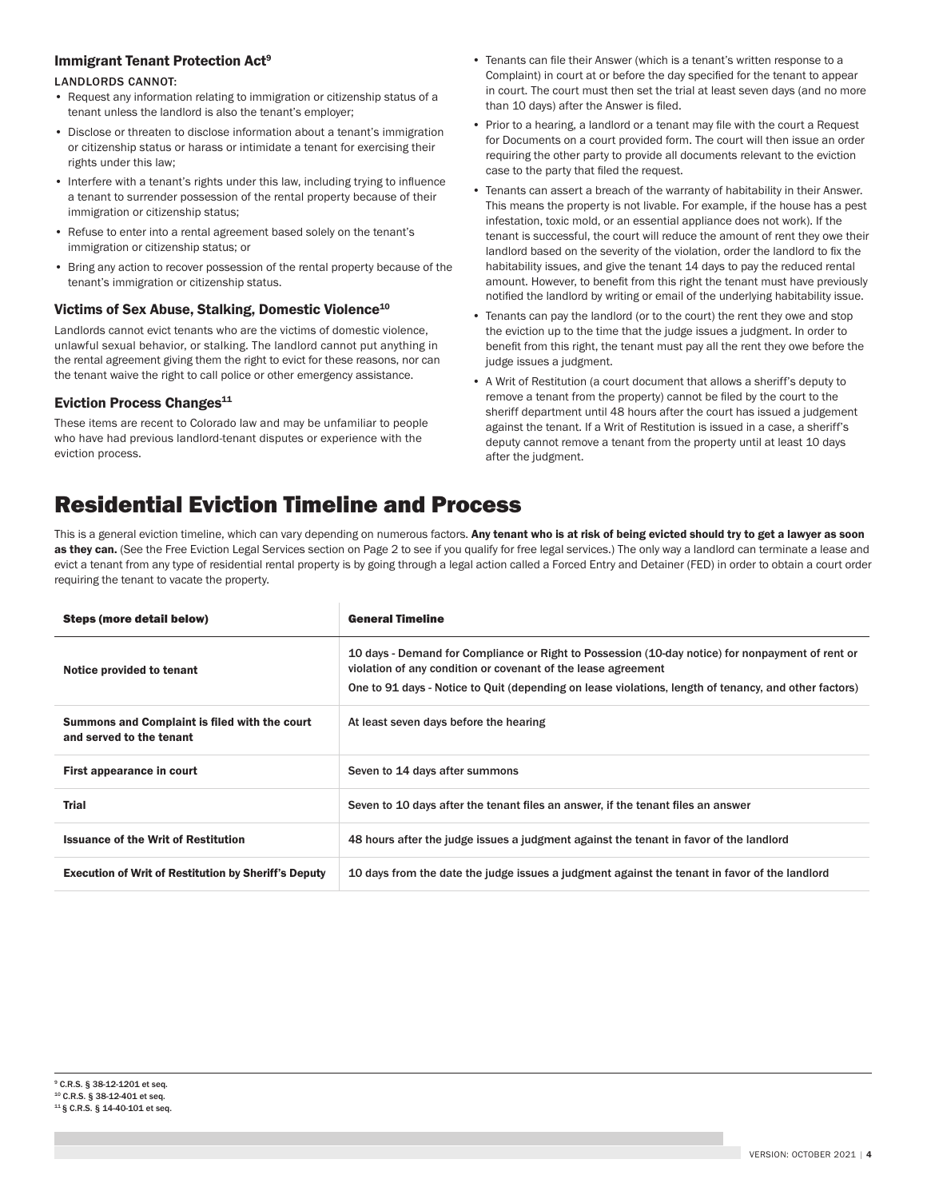### Immigrant Tenant Protection Act[9]

LANDLORDS CANNOT:

- Request any information relating to immigration or citizenship status of a tenant unless the landlord is also the tenant's employer;
- Disclose or threaten to disclose information about a tenant's immigration or citizenship status or harass or intimidate a tenant for exercising their rights under this law;
- Interfere with a tenant's rights under this law, including trying to influence a tenant to surrender possession of the rental property because of their immigration or citizenship status;
- Refuse to enter into a rental agreement based solely on the tenant's immigration or citizenship status; or
- Bring any action to recover possession of the rental property because of the tenant's immigration or citizenship status.

### Victims of Sex Abuse, Stalking, Domestic Violence[10]

Landlords cannot evict tenants who are the victims of domestic violence, unlawful sexual behavior, or stalking. The landlord cannot put anything in the rental agreement giving them the right to evict for these reasons, nor can the tenant waive the right to call police or other emergency assistance.

### Eviction Process Changes[11]

These items are recent to Colorado law and may be unfamiliar to people who have had previous landlord-tenant disputes or experience with the eviction process.

- Tenants can file their Answer (which is a tenant's written response to a Complaint) in court at or before the day specified for the tenant to appear in court. The court must then set the trial at least seven days (and no more than 10 days) after the Answer is filed.
- Prior to a hearing, a landlord or a tenant may file with the court a Request for Documents on a court provided form. The court will then issue an order requiring the other party to provide all documents relevant to the eviction case to the party that filed the request.
- Tenants can assert a breach of the warranty of habitability in their Answer. This means the property is not livable. For example, if the house has a pest infestation, toxic mold, or an essential appliance does not work). If the tenant is successful, the court will reduce the amount of rent they owe their landlord based on the severity of the violation, order the landlord to fix the habitability issues, and give the tenant 14 days to pay the reduced rental amount. However, to benefit from this right the tenant must have previously notified the landlord by writing or email of the underlying habitability issue.
- Tenants can pay the landlord (or to the court) the rent they owe and stop the eviction up to the time that the judge issues a judgment. In order to benefit from this right, the tenant must pay all the rent they owe before the judge issues a judgment.
- A Writ of Restitution (a court document that allows a sheriff's deputy to remove a tenant from the property) cannot be filed by the court to the sheriff department until 48 hours after the court has issued a judgement against the tenant. If a Writ of Restitution is issued in a case, a sheriff's deputy cannot remove a tenant from the property until at least 10 days after the judgment.

# Residential Eviction Timeline and Process

This is a general eviction timeline, which can vary depending on numerous factors. **Any tenant who is at risk of being evicted should try to get a lawyer as soon as they can.** (See the Free Eviction Legal Services section on Page 2 to see if you qualify for free legal services.) The only way a landlord can terminate a lease and evict a tenant from any type of residential rental property is by going through a legal action called a Forced Entry and Detainer (FED) in order to obtain a court order requiring the tenant to vacate the property.

| Steps (more detail below) | General Timeline |
|---|---|
| Notice provided to tenant | 10 days - Demand for Compliance or Right to Possession (10-day notice) for nonpayment of rent or violation of any condition or covenant of the lease agreement<br>One to 91 days - Notice to Quit (depending on lease violations, length of tenancy, and other factors) |
| Summons and Complaint is filed with the court and served to the tenant | At least seven days before the hearing |
| First appearance in court | Seven to 14 days after summons |
| Trial | Seven to 10 days after the tenant files an answer, if the tenant files an answer |
| Issuance of the Writ of Restitution | 48 hours after the judge issues a judgment against the tenant in favor of the landlord |
| Execution of Writ of Restitution by Sheriff's Deputy | 10 days from the date the judge issues a judgment against the tenant in favor of the landlord |

[9] C.R.S. § 38-12-1201 et seq.
[10] C.R.S. § 38-12-401 et seq.
[11] § C.R.S. § 14-40-101 et seq.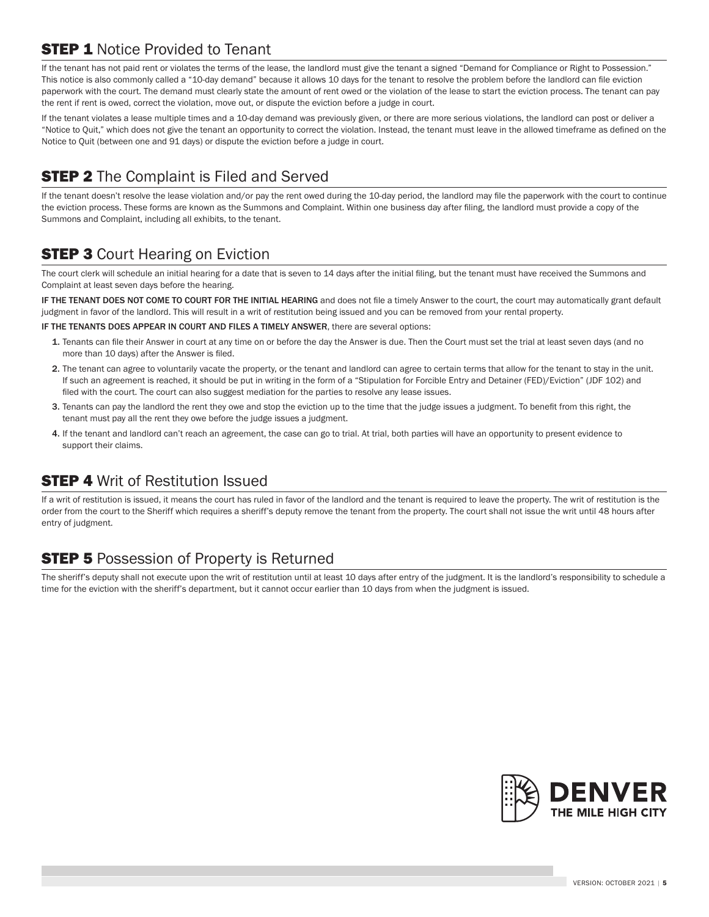## **STEP 1** Notice Provided to Tenant

If the tenant has not paid rent or violates the terms of the lease, the landlord must give the tenant a signed "Demand for Compliance or Right to Possession." This notice is also commonly called a "10-day demand" because it allows 10 days for the tenant to resolve the problem before the landlord can file eviction paperwork with the court. The demand must clearly state the amount of rent owed or the violation of the lease to start the eviction process. The tenant can pay the rent if rent is owed, correct the violation, move out, or dispute the eviction before a judge in court.

If the tenant violates a lease multiple times and a 10-day demand was previously given, or there are more serious violations, the landlord can post or deliver a "Notice to Quit," which does not give the tenant an opportunity to correct the violation. Instead, the tenant must leave in the allowed timeframe as defined on the Notice to Quit (between one and 91 days) or dispute the eviction before a judge in court.

## **STEP 2** The Complaint is Filed and Served

If the tenant doesn't resolve the lease violation and/or pay the rent owed during the 10-day period, the landlord may file the paperwork with the court to continue the eviction process. These forms are known as the Summons and Complaint. Within one business day after filing, the landlord must provide a copy of the Summons and Complaint, including all exhibits, to the tenant.

## **STEP 3** Court Hearing on Eviction

The court clerk will schedule an initial hearing for a date that is seven to 14 days after the initial filing, but the tenant must have received the Summons and Complaint at least seven days before the hearing.

**IF THE TENANT DOES NOT COME TO COURT FOR THE INITIAL HEARING** and does not file a timely Answer to the court, the court may automatically grant default judgment in favor of the landlord. This will result in a writ of restitution being issued and you can be removed from your rental property.

**IF THE TENANTS DOES APPEAR IN COURT AND FILES A TIMELY ANSWER**, there are several options:

1. Tenants can file their Answer in court at any time on or before the day the Answer is due. Then the Court must set the trial at least seven days (and no more than 10 days) after the Answer is filed.
2. The tenant can agree to voluntarily vacate the property, or the tenant and landlord can agree to certain terms that allow for the tenant to stay in the unit. If such an agreement is reached, it should be put in writing in the form of a "Stipulation for Forcible Entry and Detainer (FED)/Eviction" (JDF 102) and filed with the court. The court can also suggest mediation for the parties to resolve any lease issues.
3. Tenants can pay the landlord the rent they owe and stop the eviction up to the time that the judge issues a judgment. To benefit from this right, the tenant must pay all the rent they owe before the judge issues a judgment.
4. If the tenant and landlord can't reach an agreement, the case can go to trial. At trial, both parties will have an opportunity to present evidence to support their claims.

## **STEP 4** Writ of Restitution Issued

If a writ of restitution is issued, it means the court has ruled in favor of the landlord and the tenant is required to leave the property. The writ of restitution is the order from the court to the Sheriff which requires a sheriff's deputy remove the tenant from the property. The court shall not issue the writ until 48 hours after entry of judgment.

## **STEP 5** Possession of Property is Returned

The sheriff's deputy shall not execute upon the writ of restitution until at least 10 days after entry of the judgment. It is the landlord's responsibility to schedule a time for the eviction with the sheriff's department, but it cannot occur earlier than 10 days from when the judgment is issued.

DENVER
THE MILE HIGH CITY

VERSION: OCTOBER 2021